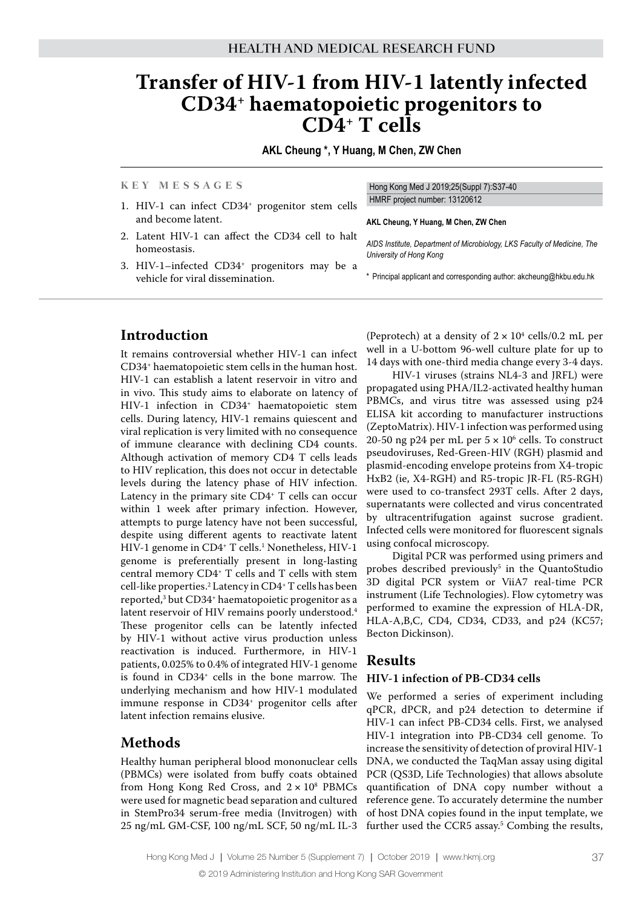HEALTH AND MEDICAL RESEARCH FUND

# Transfer of HIV-1 from HIV-1 latently infected CD34+ haematopoietic progenitors to CD4+ T cells

**AKL Cheung \*, Y Huang, M Chen, ZW Chen**

## KEY MESSAGES

1. HIV-1 can infect CD34+ progenitor stem cells and become latent.
2. Latent HIV-1 can affect the CD34 cell to halt homeostasis.
3. HIV-1–infected CD34+ progenitors may be a vehicle for viral dissemination.

Hong Kong Med J 2019;25(Suppl 7):S37-40
HMRF project number: 13120612

**AKL Cheung, Y Huang, M Chen, ZW Chen**

*AIDS Institute, Department of Microbiology, LKS Faculty of Medicine, The University of Hong Kong*

\* Principal applicant and corresponding author: akcheung@hkbu.edu.hk

## Introduction

It remains controversial whether HIV-1 can infect CD34+ haematopoietic stem cells in the human host. HIV-1 can establish a latent reservoir in vitro and in vivo. This study aims to elaborate on latency of HIV-1 infection in CD34+ haematopoietic stem cells. During latency, HIV-1 remains quiescent and viral replication is very limited with no consequence of immune clearance with declining CD4 counts. Although activation of memory CD4 T cells leads to HIV replication, this does not occur in detectable levels during the latency phase of HIV infection. Latency in the primary site CD4+ T cells can occur within 1 week after primary infection. However, attempts to purge latency have not been successful, despite using different agents to reactivate latent HIV-1 genome in CD4+ T cells.[1] Nonetheless, HIV-1 genome is preferentially present in long-lasting central memory CD4+ T cells and T cells with stem cell-like properties.[2] Latency in CD4+ T cells has been reported,[3] but CD34+ haematopoietic progenitor as a latent reservoir of HIV remains poorly understood.[4] These progenitor cells can be latently infected by HIV-1 without active virus production unless reactivation is induced. Furthermore, in HIV-1 patients, 0.025% to 0.4% of integrated HIV-1 genome is found in CD34+ cells in the bone marrow. The underlying mechanism and how HIV-1 modulated immune response in CD34+ progenitor cells after latent infection remains elusive.

## Methods

Healthy human peripheral blood mononuclear cells (PBMCs) were isolated from buffy coats obtained from Hong Kong Red Cross, and $2 \times 10^8$ PBMCs were used for magnetic bead separation and cultured in StemPro34 serum-free media (Invitrogen) with 25 ng/mL GM-CSF, 100 ng/mL SCF, 50 ng/mL IL-3 (Peprotech) at a density of $2 \times 10^4$ cells/0.2 mL per well in a U-bottom 96-well culture plate for up to 14 days with one-third media change every 3-4 days.

HIV-1 viruses (strains NL4-3 and JRFL) were propagated using PHA/IL2-activated healthy human PBMCs, and virus titre was assessed using p24 ELISA kit according to manufacturer instructions (ZeptoMatrix). HIV-1 infection was performed using 20-50 ng p24 per mL per $5 \times 10^6$ cells. To construct pseudoviruses, Red-Green-HIV (RGH) plasmid and plasmid-encoding envelope proteins from X4-tropic HxB2 (ie, X4-RGH) and R5-tropic JR-FL (R5-RGH) were used to co-transfect 293T cells. After 2 days, supernatants were collected and virus concentrated by ultracentrifugation against sucrose gradient. Infected cells were monitored for fluorescent signals using confocal microscopy.

Digital PCR was performed using primers and probes described previously[5] in the QuantoStudio 3D digital PCR system or ViiA7 real-time PCR instrument (Life Technologies). Flow cytometry was performed to examine the expression of HLA-DR, HLA-A,B,C, CD4, CD34, CD33, and p24 (KC57; Becton Dickinson).

## Results

### HIV-1 infection of PB-CD34 cells

We performed a series of experiment including qPCR, dPCR, and p24 detection to determine if HIV-1 can infect PB-CD34 cells. First, we analysed HIV-1 integration into PB-CD34 cell genome. To increase the sensitivity of detection of proviral HIV-1 DNA, we conducted the TaqMan assay using digital PCR (QS3D, Life Technologies) that allows absolute quantification of DNA copy number without a reference gene. To accurately determine the number of host DNA copies found in the input template, we further used the CCR5 assay.[5] Combing the results,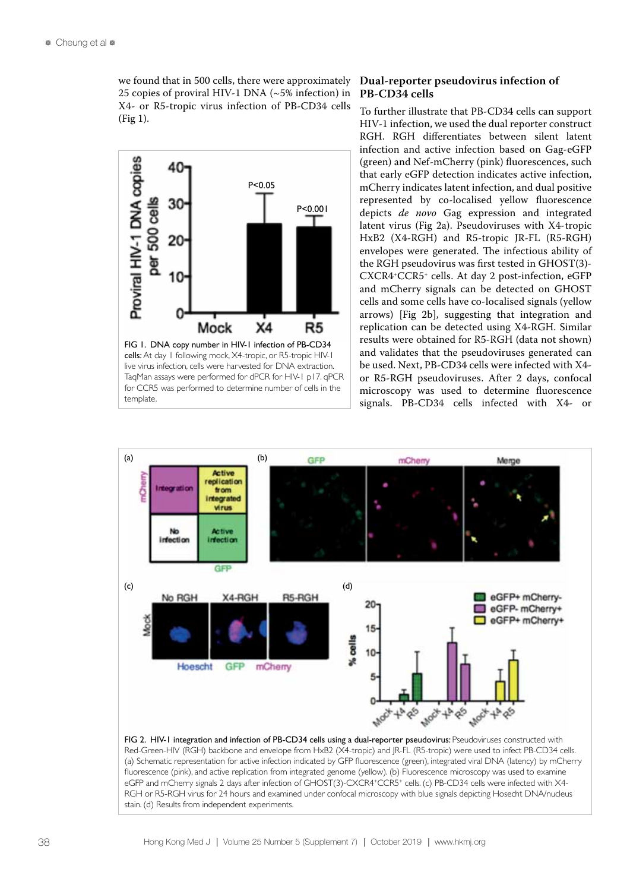we found that in 500 cells, there were approximately 25 copies of proviral HIV-1 DNA (~5% infection) in X4- or R5-tropic virus infection of PB-CD34 cells (Fig 1).

FIG 1. DNA copy number in HIV-1 infection of PB-CD34 cells: At day 1 following mock, X4-tropic, or R5-tropic HIV-1 live virus infection, cells were harvested for DNA extraction. TaqMan assays were performed for dPCR for HIV-1 p17. qPCR for CCR5 was performed to determine number of cells in the template.

## Dual-reporter pseudovirus infection of PB-CD34 cells

To further illustrate that PB-CD34 cells can support HIV-1 infection, we used the dual reporter construct RGH. RGH differentiates between silent latent infection and active infection based on Gag-eGFP (green) and Nef-mCherry (pink) fluorescences, such that early eGFP detection indicates active infection, mCherry indicates latent infection, and dual positive represented by co-localised yellow fluorescence depicts *de novo* Gag expression and integrated latent virus (Fig 2a). Pseudoviruses with X4-tropic HxB2 (X4-RGH) and R5-tropic JR-FL (R5-RGH) envelopes were generated. The infectious ability of the RGH pseudovirus was first tested in GHOST(3)-CXCR4$^+$CCR5$^+$ cells. At day 2 post-infection, eGFP and mCherry signals can be detected on GHOST cells and some cells have co-localised signals (yellow arrows) [Fig 2b], suggesting that integration and replication can be detected using X4-RGH. Similar results were obtained for R5-RGH (data not shown) and validates that the pseudoviruses generated can be used. Next, PB-CD34 cells were infected with X4- or R5-RGH pseudoviruses. After 2 days, confocal microscopy was used to determine fluorescence signals. PB-CD34 cells infected with X4- or

FIG 2. HIV-1 integration and infection of PB-CD34 cells using a dual-reporter pseudovirus: Pseudoviruses constructed with Red-Green-HIV (RGH) backbone and envelope from HxB2 (X4-tropic) and JR-FL (R5-tropic) were used to infect PB-CD34 cells. (a) Schematic representation for active infection indicated by GFP fluorescence (green), integrated viral DNA (latency) by mCherry fluorescence (pink), and active replication from integrated genome (yellow). (b) Fluorescence microscopy was used to examine eGFP and mCherry signals 2 days after infection of GHOST(3)-CXCR4$^+$CCR5$^+$ cells. (c) PB-CD34 cells were infected with X4-RGH or R5-RGH virus for 24 hours and examined under confocal microscopy with blue signals depicting Hosecht DNA/nucleus stain. (d) Results from independent experiments.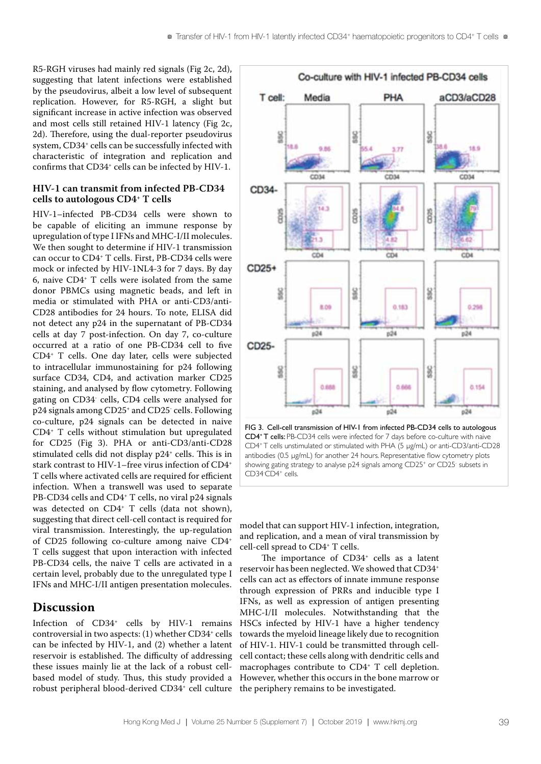R5-RGH viruses had mainly red signals (Fig 2c, 2d), suggesting that latent infections were established by the pseudovirus, albeit a low level of subsequent replication. However, for R5-RGH, a slight but significant increase in active infection was observed and most cells still retained HIV-1 latency (Fig 2c, 2d). Therefore, using the dual-reporter pseudovirus system, CD34+ cells can be successfully infected with characteristic of integration and replication and confirms that CD34+ cells can be infected by HIV-1.

### HIV-1 can transmit from infected PB-CD34 cells to autologous CD4+ T cells

HIV-1–infected PB-CD34 cells were shown to be capable of eliciting an immune response by upregulation of type I IFNs and MHC-I/II molecules. We then sought to determine if HIV-1 transmission can occur to CD4+ T cells. First, PB-CD34 cells were mock or infected by HIV-1NL4-3 for 7 days. By day 6, naive CD4+ T cells were isolated from the same donor PBMCs using magnetic beads, and left in media or stimulated with PHA or anti-CD3/anti-CD28 antibodies for 24 hours. To note, ELISA did not detect any p24 in the supernatant of PB-CD34 cells at day 7 post-infection. On day 7, co-culture occurred at a ratio of one PB-CD34 cell to five CD4+ T cells. One day later, cells were subjected to intracellular immunostaining for p24 following surface CD34, CD4, and activation marker CD25 staining, and analysed by flow cytometry. Following gating on CD34- cells, CD4 cells were analysed for p24 signals among CD25+ and CD25- cells. Following co-culture, p24 signals can be detected in naive CD4+ T cells without stimulation but upregulated for CD25 (Fig 3). PHA or anti-CD3/anti-CD28 stimulated cells did not display p24+ cells. This is in stark contrast to HIV-1–free virus infection of CD4+ T cells where activated cells are required for efficient infection. When a transwell was used to separate PB-CD34 cells and CD4+ T cells, no viral p24 signals was detected on CD4+ T cells (data not shown), suggesting that direct cell-cell contact is required for viral transmission. Interestingly, the up-regulation of CD25 following co-culture among naive CD4+ T cells suggest that upon interaction with infected PB-CD34 cells, the naive T cells are activated in a certain level, probably due to the unregulated type I IFNs and MHC-I/II antigen presentation molecules.

FIG 3. Cell-cell transmission of HIV-1 from infected PB-CD34 cells to autologous CD4+ T cells: PB-CD34 cells were infected for 7 days before co-culture with naive CD4+ T cells unstimulated or stimulated with PHA (5 μg/mL) or anti-CD3/anti-CD28 antibodies (0.5 μg/mL) for another 24 hours. Representative flow cytometry plots showing gating strategy to analyse p24 signals among CD25+ or CD25- subsets in CD34-CD4+ cells.

## Discussion

Infection of CD34+ cells by HIV-1 remains controversial in two aspects: (1) whether CD34+ cells can be infected by HIV-1, and (2) whether a latent reservoir is established. The difficulty of addressing these issues mainly lie at the lack of a robust cell-based model of study. Thus, this study provided a robust peripheral blood-derived CD34+ cell culture model that can support HIV-1 infection, integration, and replication, and a mean of viral transmission by cell-cell spread to CD4+ T cells.

The importance of CD34+ cells as a latent reservoir has been neglected. We showed that CD34+ cells can act as effectors of innate immune response through expression of PRRs and inducible type I IFNs, as well as expression of antigen presenting MHC-I/II molecules. Notwithstanding that the HSCs infected by HIV-1 have a higher tendency towards the myeloid lineage likely due to recognition of HIV-1. HIV-1 could be transmitted through cell-cell contact; these cells along with dendritic cells and macrophages contribute to CD4+ T cell depletion. However, whether this occurs in the bone marrow or the periphery remains to be investigated.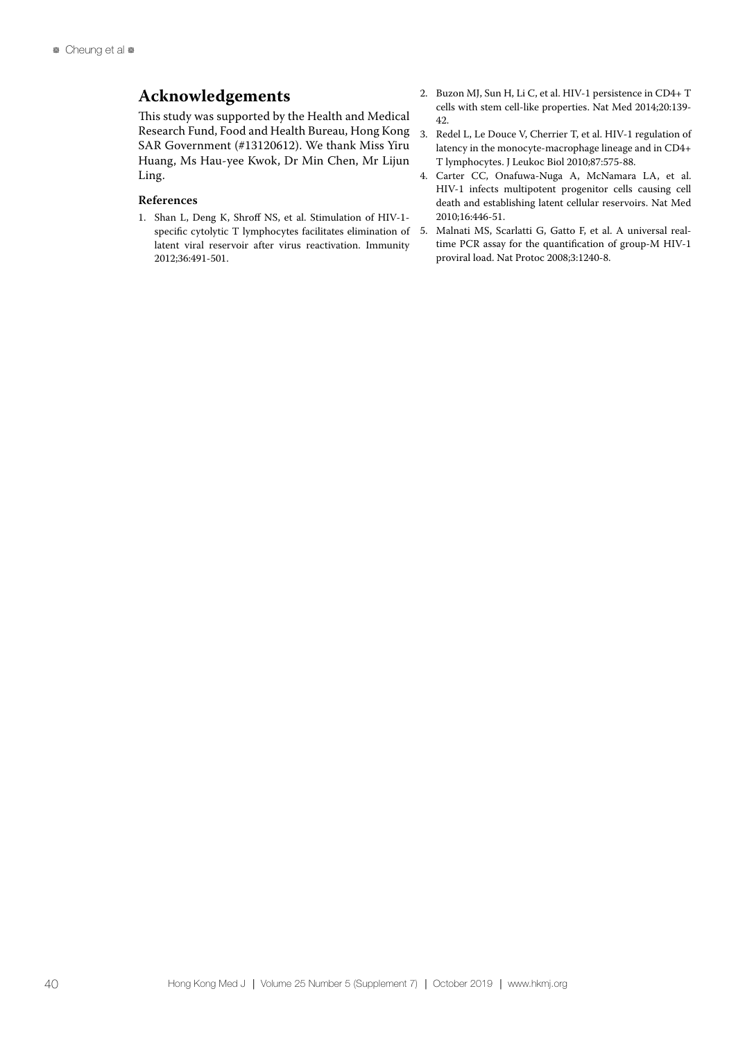## Acknowledgements

This study was supported by the Health and Medical Research Fund, Food and Health Bureau, Hong Kong SAR Government (#13120612). We thank Miss Yiru Huang, Ms Hau-yee Kwok, Dr Min Chen, Mr Lijun Ling.

### References

1. Shan L, Deng K, Shroff NS, et al. Stimulation of HIV-1-specific cytolytic T lymphocytes facilitates elimination of latent viral reservoir after virus reactivation. Immunity 2012;36:491-501.
2. Buzon MJ, Sun H, Li C, et al. HIV-1 persistence in CD4+ T cells with stem cell-like properties. Nat Med 2014;20:139-42.
3. Redel L, Le Douce V, Cherrier T, et al. HIV-1 regulation of latency in the monocyte-macrophage lineage and in CD4+ T lymphocytes. J Leukoc Biol 2010;87:575-88.
4. Carter CC, Onafuwa-Nuga A, McNamara LA, et al. HIV-1 infects multipotent progenitor cells causing cell death and establishing latent cellular reservoirs. Nat Med 2010;16:446-51.
5. Malnati MS, Scarlatti G, Gatto F, et al. A universal real-time PCR assay for the quantification of group-M HIV-1 proviral load. Nat Protoc 2008;3:1240-8.